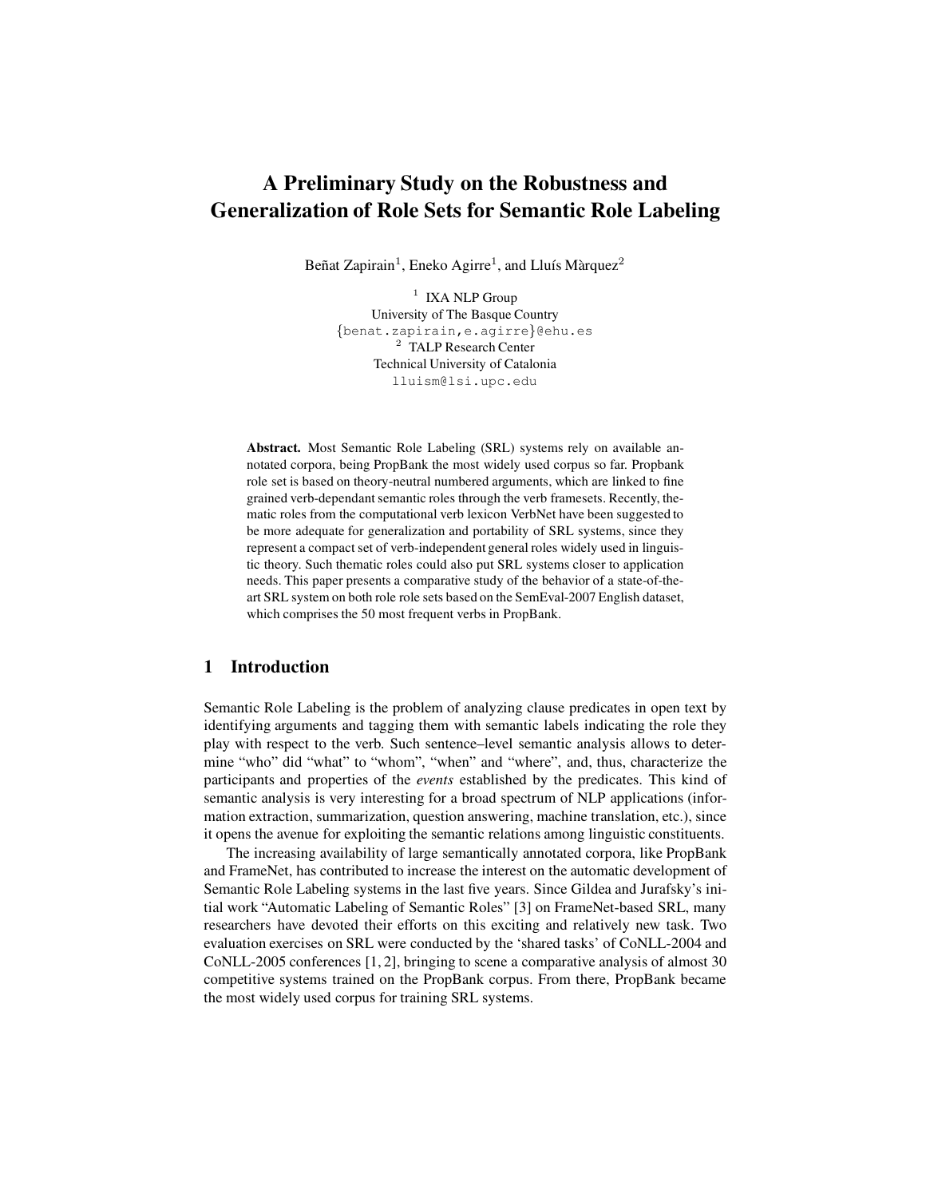# A Preliminary Study on the Robustness and Generalization of Role Sets for Semantic Role Labeling

Beñat Zapirain[1], Eneko Agirre[1], and Lluís Màrquez[2]

[1] IXA NLP Group
University of The Basque Country
{benat.zapirain,e.agirre}@ehu.es

[2] TALP Research Center
Technical University of Catalonia
lluism@lsi.upc.edu

**Abstract.** Most Semantic Role Labeling (SRL) systems rely on available annotated corpora, being PropBank the most widely used corpus so far. Propbank role set is based on theory-neutral numbered arguments, which are linked to fine grained verb-dependant semantic roles through the verb framesets. Recently, thematic roles from the computational verb lexicon VerbNet have been suggested to be more adequate for generalization and portability of SRL systems, since they represent a compact set of verb-independent general roles widely used in linguistic theory. Such thematic roles could also put SRL systems closer to application needs. This paper presents a comparative study of the behavior of a state-of-the-art SRL system on both role role sets based on the SemEval-2007 English dataset, which comprises the 50 most frequent verbs in PropBank.

## 1 Introduction

Semantic Role Labeling is the problem of analyzing clause predicates in open text by identifying arguments and tagging them with semantic labels indicating the role they play with respect to the verb. Such sentence–level semantic analysis allows to determine "who" did "what" to "whom", "when" and "where", and, thus, characterize the participants and properties of the *events* established by the predicates. This kind of semantic analysis is very interesting for a broad spectrum of NLP applications (information extraction, summarization, question answering, machine translation, etc.), since it opens the avenue for exploiting the semantic relations among linguistic constituents.

The increasing availability of large semantically annotated corpora, like PropBank and FrameNet, has contributed to increase the interest on the automatic development of Semantic Role Labeling systems in the last five years. Since Gildea and Jurafsky's initial work "Automatic Labeling of Semantic Roles" [3] on FrameNet-based SRL, many researchers have devoted their efforts on this exciting and relatively new task. Two evaluation exercises on SRL were conducted by the 'shared tasks' of CoNLL-2004 and CoNLL-2005 conferences [1, 2], bringing to scene a comparative analysis of almost 30 competitive systems trained on the PropBank corpus. From there, PropBank became the most widely used corpus for training SRL systems.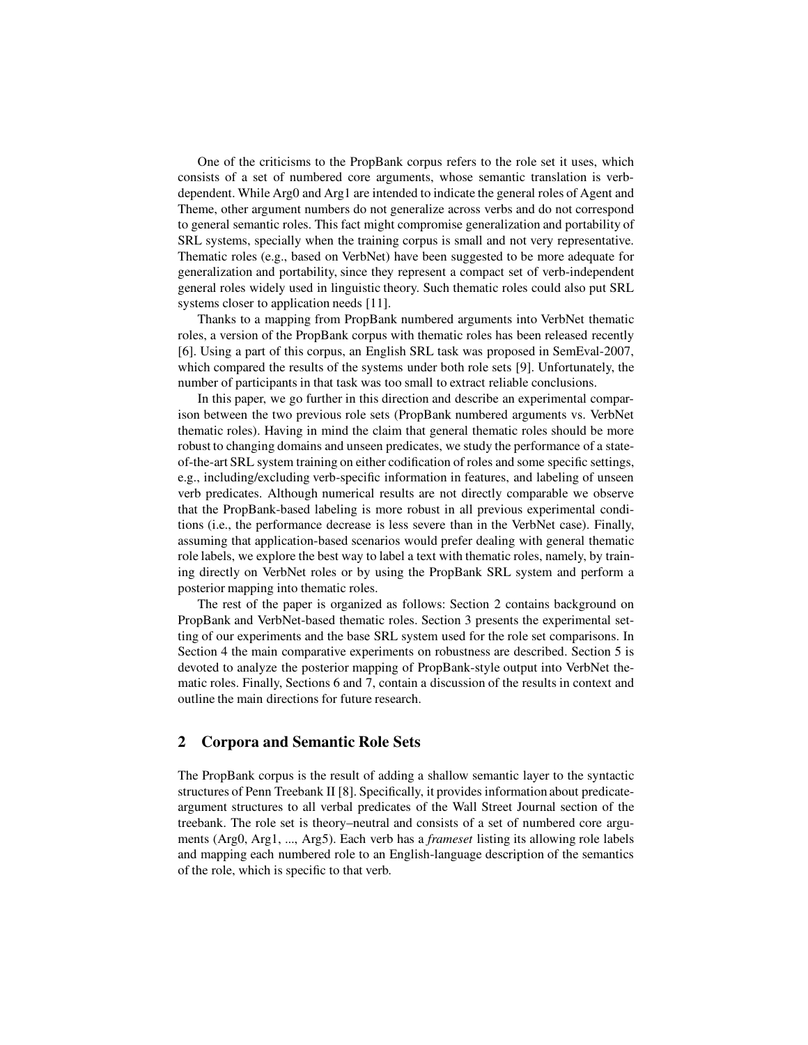One of the criticisms to the PropBank corpus refers to the role set it uses, which consists of a set of numbered core arguments, whose semantic translation is verb-dependent. While Arg0 and Arg1 are intended to indicate the general roles of Agent and Theme, other argument numbers do not generalize across verbs and do not correspond to general semantic roles. This fact might compromise generalization and portability of SRL systems, specially when the training corpus is small and not very representative. Thematic roles (e.g., based on VerbNet) have been suggested to be more adequate for generalization and portability, since they represent a compact set of verb-independent general roles widely used in linguistic theory. Such thematic roles could also put SRL systems closer to application needs [11].

Thanks to a mapping from PropBank numbered arguments into VerbNet thematic roles, a version of the PropBank corpus with thematic roles has been released recently [6]. Using a part of this corpus, an English SRL task was proposed in SemEval-2007, which compared the results of the systems under both role sets [9]. Unfortunately, the number of participants in that task was too small to extract reliable conclusions.

In this paper, we go further in this direction and describe an experimental comparison between the two previous role sets (PropBank numbered arguments vs. VerbNet thematic roles). Having in mind the claim that general thematic roles should be more robust to changing domains and unseen predicates, we study the performance of a state-of-the-art SRL system training on either codification of roles and some specific settings, e.g., including/excluding verb-specific information in features, and labeling of unseen verb predicates. Although numerical results are not directly comparable we observe that the PropBank-based labeling is more robust in all previous experimental conditions (i.e., the performance decrease is less severe than in the VerbNet case). Finally, assuming that application-based scenarios would prefer dealing with general thematic role labels, we explore the best way to label a text with thematic roles, namely, by training directly on VerbNet roles or by using the PropBank SRL system and perform a posterior mapping into thematic roles.

The rest of the paper is organized as follows: Section 2 contains background on PropBank and VerbNet-based thematic roles. Section 3 presents the experimental setting of our experiments and the base SRL system used for the role set comparisons. In Section 4 the main comparative experiments on robustness are described. Section 5 is devoted to analyze the posterior mapping of PropBank-style output into VerbNet thematic roles. Finally, Sections 6 and 7, contain a discussion of the results in context and outline the main directions for future research.

## 2 Corpora and Semantic Role Sets

The PropBank corpus is the result of adding a shallow semantic layer to the syntactic structures of Penn Treebank II [8]. Specifically, it provides information about predicate-argument structures to all verbal predicates of the Wall Street Journal section of the treebank. The role set is theory–neutral and consists of a set of numbered core arguments (Arg0, Arg1, ..., Arg5). Each verb has a *frameset* listing its allowing role labels and mapping each numbered role to an English-language description of the semantics of the role, which is specific to that verb.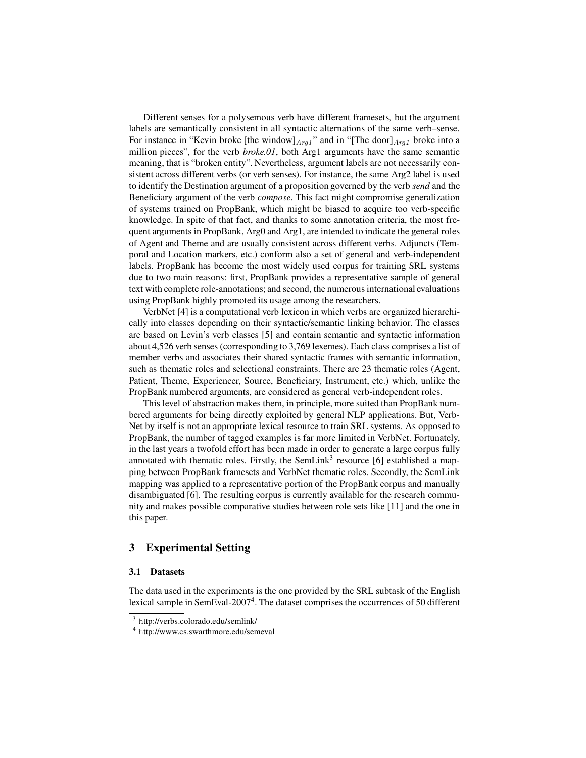Different senses for a polysemous verb have different framesets, but the argument labels are semantically consistent in all syntactic alternations of the same verb–sense. For instance in "Kevin broke [the window]$_{Arg1}$" and in "[The door]$_{Arg1}$ broke into a million pieces", for the verb *broke.01*, both Arg1 arguments have the same semantic meaning, that is "broken entity". Nevertheless, argument labels are not necessarily consistent across different verbs (or verb senses). For instance, the same Arg2 label is used to identify the Destination argument of a proposition governed by the verb *send* and the Beneficiary argument of the verb *compose*. This fact might compromise generalization of systems trained on PropBank, which might be biased to acquire too verb-specific knowledge. In spite of that fact, and thanks to some annotation criteria, the most frequent arguments in PropBank, Arg0 and Arg1, are intended to indicate the general roles of Agent and Theme and are usually consistent across different verbs. Adjuncts (Temporal and Location markers, etc.) conform also a set of general and verb-independent labels. PropBank has become the most widely used corpus for training SRL systems due to two main reasons: first, PropBank provides a representative sample of general text with complete role-annotations; and second, the numerous international evaluations using PropBank highly promoted its usage among the researchers.

VerbNet [4] is a computational verb lexicon in which verbs are organized hierarchically into classes depending on their syntactic/semantic linking behavior. The classes are based on Levin's verb classes [5] and contain semantic and syntactic information about 4,526 verb senses (corresponding to 3,769 lexemes). Each class comprises a list of member verbs and associates their shared syntactic frames with semantic information, such as thematic roles and selectional constraints. There are 23 thematic roles (Agent, Patient, Theme, Experiencer, Source, Beneficiary, Instrument, etc.) which, unlike the PropBank numbered arguments, are considered as general verb-independent roles.

This level of abstraction makes them, in principle, more suited than PropBank numbered arguments for being directly exploited by general NLP applications. But, VerbNet by itself is not an appropriate lexical resource to train SRL systems. As opposed to PropBank, the number of tagged examples is far more limited in VerbNet. Fortunately, in the last years a twofold effort has been made in order to generate a large corpus fully annotated with thematic roles. Firstly, the SemLink[3] resource [6] established a mapping between PropBank framesets and VerbNet thematic roles. Secondly, the SemLink mapping was applied to a representative portion of the PropBank corpus and manually disambiguated [6]. The resulting corpus is currently available for the research community and makes possible comparative studies between role sets like [11] and the one in this paper.

## 3 Experimental Setting

### 3.1 Datasets

The data used in the experiments is the one provided by the SRL subtask of the English lexical sample in SemEval-2007[4]. The dataset comprises the occurrences of 50 different

[3] http://verbs.colorado.edu/semlink/

[4] http://www.cs.swarthmore.edu/semeval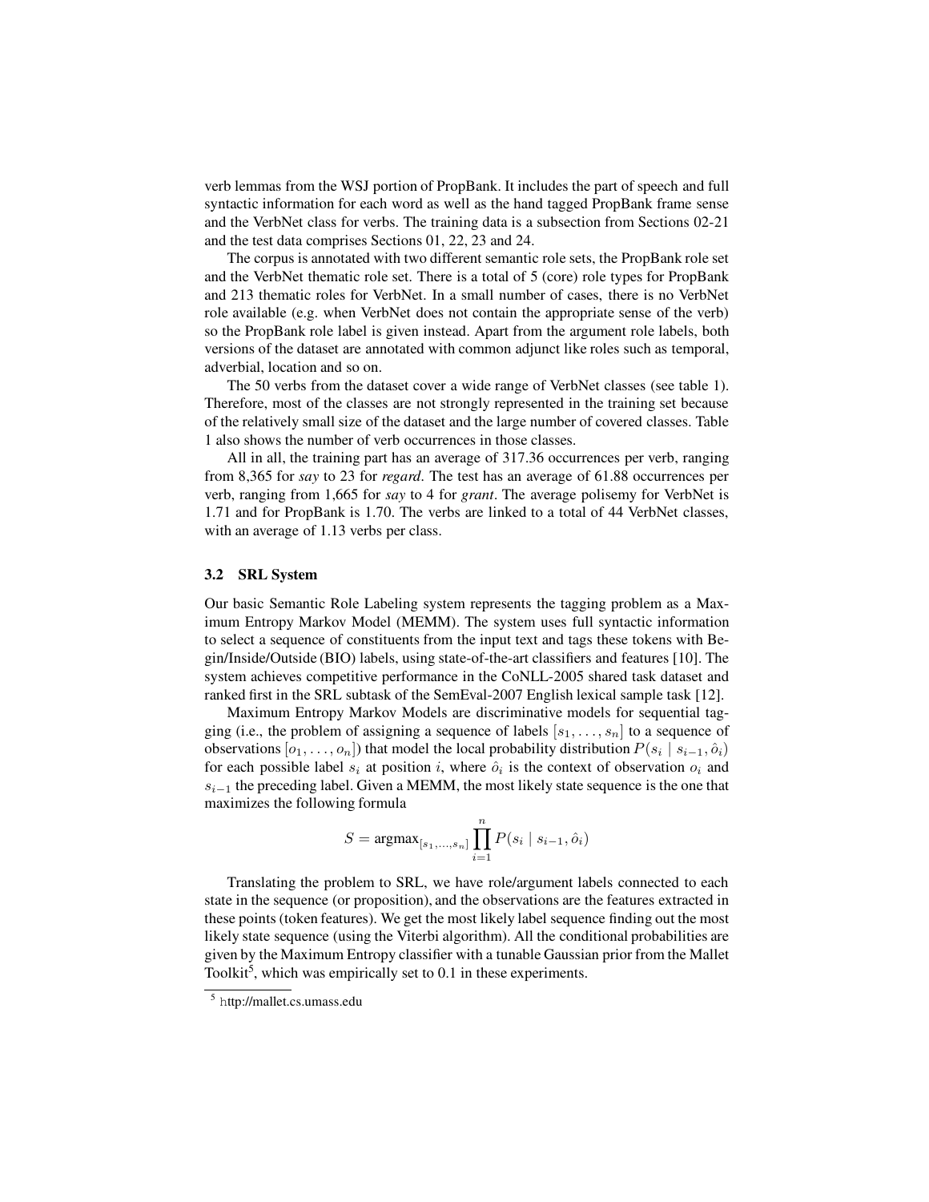verb lemmas from the WSJ portion of PropBank. It includes the part of speech and full syntactic information for each word as well as the hand tagged PropBank frame sense and the VerbNet class for verbs. The training data is a subsection from Sections 02-21 and the test data comprises Sections 01, 22, 23 and 24.

The corpus is annotated with two different semantic role sets, the PropBank role set and the VerbNet thematic role set. There is a total of 5 (core) role types for PropBank and 213 thematic roles for VerbNet. In a small number of cases, there is no VerbNet role available (e.g. when VerbNet does not contain the appropriate sense of the verb) so the PropBank role label is given instead. Apart from the argument role labels, both versions of the dataset are annotated with common adjunct like roles such as temporal, adverbial, location and so on.

The 50 verbs from the dataset cover a wide range of VerbNet classes (see table 1). Therefore, most of the classes are not strongly represented in the training set because of the relatively small size of the dataset and the large number of covered classes. Table 1 also shows the number of verb occurrences in those classes.

All in all, the training part has an average of 317.36 occurrences per verb, ranging from 8,365 for *say* to 23 for *regard*. The test has an average of 61.88 occurrences per verb, ranging from 1,665 for *say* to 4 for *grant*. The average polisemy for VerbNet is 1.71 and for PropBank is 1.70. The verbs are linked to a total of 44 VerbNet classes, with an average of 1.13 verbs per class.

### 3.2 SRL System

Our basic Semantic Role Labeling system represents the tagging problem as a Maximum Entropy Markov Model (MEMM). The system uses full syntactic information to select a sequence of constituents from the input text and tags these tokens with Begin/Inside/Outside (BIO) labels, using state-of-the-art classifiers and features [10]. The system achieves competitive performance in the CoNLL-2005 shared task dataset and ranked first in the SRL subtask of the SemEval-2007 English lexical sample task [12].

Maximum Entropy Markov Models are discriminative models for sequential tagging (i.e., the problem of assigning a sequence of labels $[s_1, \ldots, s_n]$ to a sequence of observations $[o_1, \ldots, o_n]$) that model the local probability distribution $P(s_i \mid s_{i-1}, \hat{o}_i)$ for each possible label $s_i$ at position $i$, where $\hat{o}_i$ is the context of observation $o_i$ and $s_{i-1}$ the preceding label. Given a MEMM, the most likely state sequence is the one that maximizes the following formula

$$S = \text{argmax}_{[s_1,\ldots,s_n]} \prod_{i=1}^{n} P(s_i \mid s_{i-1}, \hat{o}_i)$$

Translating the problem to SRL, we have role/argument labels connected to each state in the sequence (or proposition), and the observations are the features extracted in these points (token features). We get the most likely label sequence finding out the most likely state sequence (using the Viterbi algorithm). All the conditional probabilities are given by the Maximum Entropy classifier with a tunable Gaussian prior from the Mallet Toolkit[5], which was empirically set to 0.1 in these experiments.

[5] http://mallet.cs.umass.edu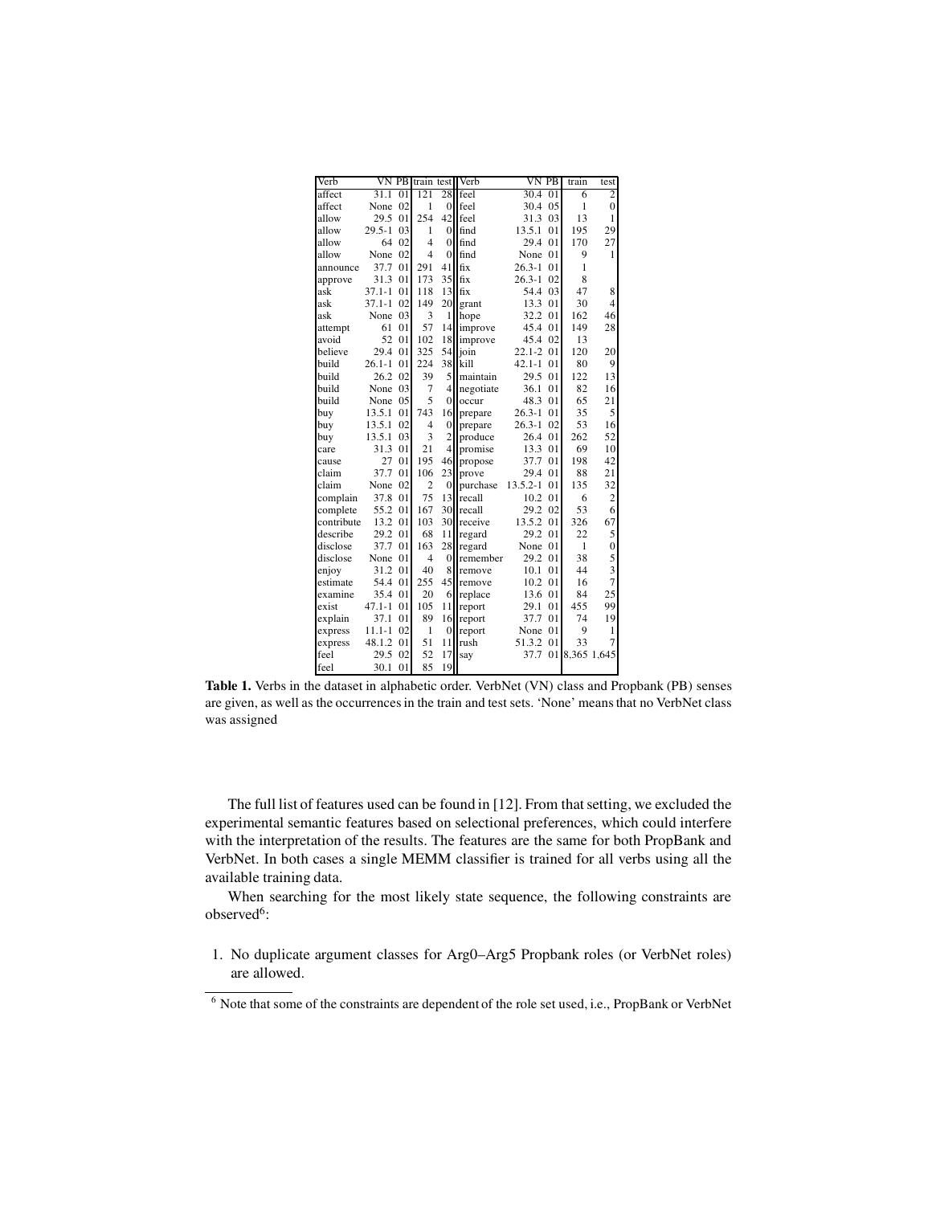| Verb | VN | PB | train | test | Verb | VN | PB | train | test |
|---|---|---|---|---|---|---|---|---|---|
| affect | 31.1 | 01 | 121 | 28 | feel | 30.4 | 01 | 6 | 2 |
| affect | None | 02 | 1 | 0 | feel | 30.4 | 05 | 1 | 0 |
| allow | 29.5 | 01 | 254 | 42 | feel | 31.3 | 03 | 13 | 1 |
| allow | 29.5-1 | 03 | 1 | 0 | find | 13.5.1 | 01 | 195 | 29 |
| allow | 64 | 02 | 4 | 0 | find | 29.4 | 01 | 170 | 27 |
| allow | None | 02 | 4 | 0 | find | None | 01 | 9 | 1 |
| announce | 37.7 | 01 | 291 | 41 | fix | 26.3-1 | 01 | 1 | |
| approve | 31.3 | 01 | 173 | 35 | fix | 26.3-1 | 02 | 8 | |
| ask | 37.1-1 | 01 | 118 | 13 | fix | 54.4 | 03 | 47 | 8 |
| ask | 37.1-1 | 02 | 149 | 20 | grant | 13.3 | 01 | 30 | 4 |
| ask | None | 03 | 3 | 1 | hope | 32.2 | 01 | 162 | 46 |
| attempt | 61 | 01 | 57 | 14 | improve | 45.4 | 01 | 149 | 28 |
| avoid | 52 | 01 | 102 | 18 | improve | 45.4 | 02 | 13 | |
| believe | 29.4 | 01 | 325 | 54 | join | 22.1-2 | 01 | 120 | 20 |
| build | 26.1-1 | 01 | 224 | 38 | kill | 42.1-1 | 01 | 80 | 9 |
| build | 26.2 | 02 | 39 | 5 | maintain | 29.5 | 01 | 122 | 13 |
| build | None | 03 | 7 | 4 | negotiate | 36.1 | 01 | 82 | 16 |
| build | None | 05 | 5 | 0 | occur | 48.3 | 01 | 65 | 21 |
| buy | 13.5.1 | 01 | 743 | 16 | prepare | 26.3-1 | 01 | 35 | 5 |
| buy | 13.5.1 | 02 | 4 | 0 | prepare | 26.3-1 | 02 | 53 | 16 |
| buy | 13.5.1 | 03 | 3 | 2 | produce | 26.4 | 01 | 262 | 52 |
| care | 31.3 | 01 | 21 | 4 | promise | 13.3 | 01 | 69 | 10 |
| cause | 27 | 01 | 195 | 46 | propose | 37.7 | 01 | 198 | 42 |
| claim | 37.7 | 01 | 106 | 23 | prove | 29.4 | 01 | 88 | 21 |
| claim | None | 02 | 2 | 0 | purchase | 13.5.2-1 | 01 | 135 | 32 |
| complain | 37.8 | 01 | 75 | 13 | recall | 10.2 | 01 | 6 | 2 |
| complete | 55.2 | 01 | 167 | 30 | recall | 29.2 | 02 | 53 | 6 |
| contribute | 13.2 | 01 | 103 | 30 | receive | 13.5.2 | 01 | 326 | 67 |
| describe | 29.2 | 01 | 68 | 11 | regard | 29.2 | 01 | 22 | 5 |
| disclose | 37.7 | 01 | 163 | 28 | regard | None | 01 | 1 | 0 |
| disclose | None | 01 | 4 | 0 | remember | 29.2 | 01 | 38 | 5 |
| enjoy | 31.2 | 01 | 40 | 8 | remove | 10.1 | 01 | 44 | 3 |
| estimate | 54.4 | 01 | 255 | 45 | remove | 10.2 | 01 | 16 | 7 |
| examine | 35.4 | 01 | 20 | 6 | replace | 13.6 | 01 | 84 | 25 |
| exist | 47.1-1 | 01 | 105 | 11 | report | 29.1 | 01 | 455 | 99 |
| explain | 37.1 | 01 | 89 | 16 | report | 37.7 | 01 | 74 | 19 |
| express | 11.1-1 | 02 | 1 | 0 | report | None | 01 | 9 | 1 |
| express | 48.1.2 | 01 | 51 | 11 | rush | 51.3.2 | 01 | 33 | 7 |
| feel | 29.5 | 02 | 52 | 17 | say | 37.7 | 01 | 8,365 | 1,645 |
| feel | 30.1 | 01 | 85 | 19 | | | | | |

**Table 1.** Verbs in the dataset in alphabetic order. VerbNet (VN) class and Propbank (PB) senses are given, as well as the occurrences in the train and test sets. 'None' means that no VerbNet class was assigned

The full list of features used can be found in [12]. From that setting, we excluded the experimental semantic features based on selectional preferences, which could interfere with the interpretation of the results. The features are the same for both PropBank and VerbNet. In both cases a single MEMM classifier is trained for all verbs using all the available training data.

When searching for the most likely state sequence, the following constraints are observed[6]:

1. No duplicate argument classes for Arg0–Arg5 Propbank roles (or VerbNet roles) are allowed.

[6] Note that some of the constraints are dependent of the role set used, i.e., PropBank or VerbNet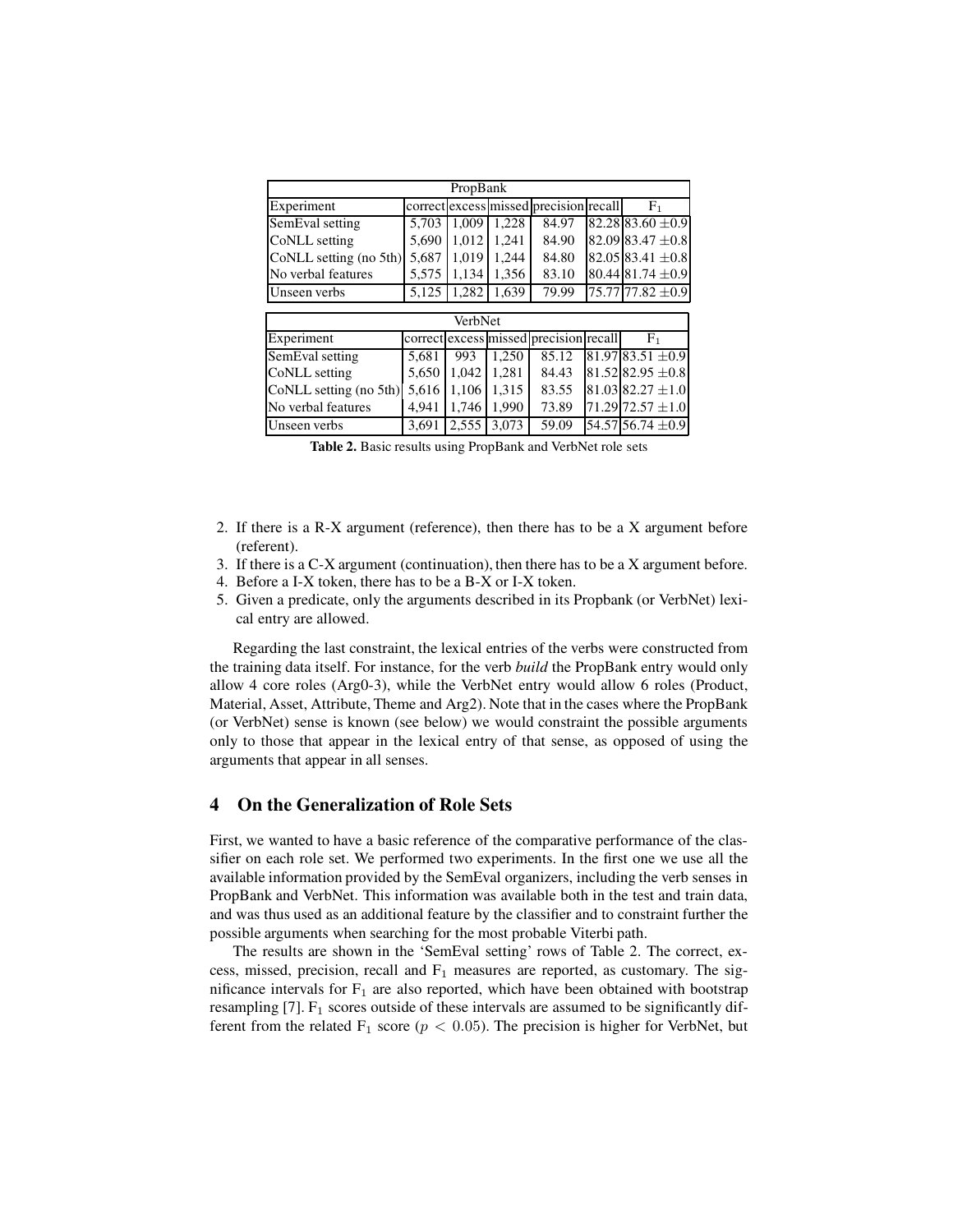| PropBank | | | | | | |
|---|---|---|---|---|---|---|
| Experiment | correct | excess | missed | precision | recall | $F_1$ |
| SemEval setting | 5,703 | 1,009 | 1,228 | 84.97 | 82.28 | 83.60 $\pm 0.9$ |
| CoNLL setting | 5,690 | 1,012 | 1,241 | 84.90 | 82.09 | 83.47 $\pm 0.8$ |
| CoNLL setting (no 5th) | 5,687 | 1,019 | 1,244 | 84.80 | 82.05 | 83.41 $\pm 0.8$ |
| No verbal features | 5,575 | 1,134 | 1,356 | 83.10 | 80.44 | 81.74 $\pm 0.9$ |
| Unseen verbs | 5,125 | 1,282 | 1,639 | 79.99 | 75.77 | 77.82 $\pm 0.9$ |

| VerbNet | | | | | | |
|---|---|---|---|---|---|---|
| Experiment | correct | excess | missed | precision | recall | $F_1$ |
| SemEval setting | 5,681 | 993 | 1,250 | 85.12 | 81.97 | 83.51 $\pm 0.9$ |
| CoNLL setting | 5,650 | 1,042 | 1,281 | 84.43 | 81.52 | 82.95 $\pm 0.8$ |
| CoNLL setting (no 5th) | 5,616 | 1,106 | 1,315 | 83.55 | 81.03 | 82.27 $\pm 1.0$ |
| No verbal features | 4,941 | 1,746 | 1,990 | 73.89 | 71.29 | 72.57 $\pm 1.0$ |
| Unseen verbs | 3,691 | 2,555 | 3,073 | 59.09 | 54.57 | 56.74 $\pm 0.9$ |

**Table 2.** Basic results using PropBank and VerbNet role sets

2. If there is a R-X argument (reference), then there has to be a X argument before (referent).
3. If there is a C-X argument (continuation), then there has to be a X argument before.
4. Before a I-X token, there has to be a B-X or I-X token.
5. Given a predicate, only the arguments described in its Propbank (or VerbNet) lexical entry are allowed.

Regarding the last constraint, the lexical entries of the verbs were constructed from the training data itself. For instance, for the verb *build* the PropBank entry would only allow 4 core roles (Arg0-3), while the VerbNet entry would allow 6 roles (Product, Material, Asset, Attribute, Theme and Arg2). Note that in the cases where the PropBank (or VerbNet) sense is known (see below) we would constraint the possible arguments only to those that appear in the lexical entry of that sense, as opposed of using the arguments that appear in all senses.

## 4 On the Generalization of Role Sets

First, we wanted to have a basic reference of the comparative performance of the classifier on each role set. We performed two experiments. In the first one we use all the available information provided by the SemEval organizers, including the verb senses in PropBank and VerbNet. This information was available both in the test and train data, and was thus used as an additional feature by the classifier and to constraint further the possible arguments when searching for the most probable Viterbi path.

The results are shown in the 'SemEval setting' rows of Table 2. The correct, excess, missed, precision, recall and $F_1$ measures are reported, as customary. The significance intervals for $F_1$ are also reported, which have been obtained with bootstrap resampling [7]. $F_1$ scores outside of these intervals are assumed to be significantly different from the related $F_1$ score ($p < 0.05$). The precision is higher for VerbNet, but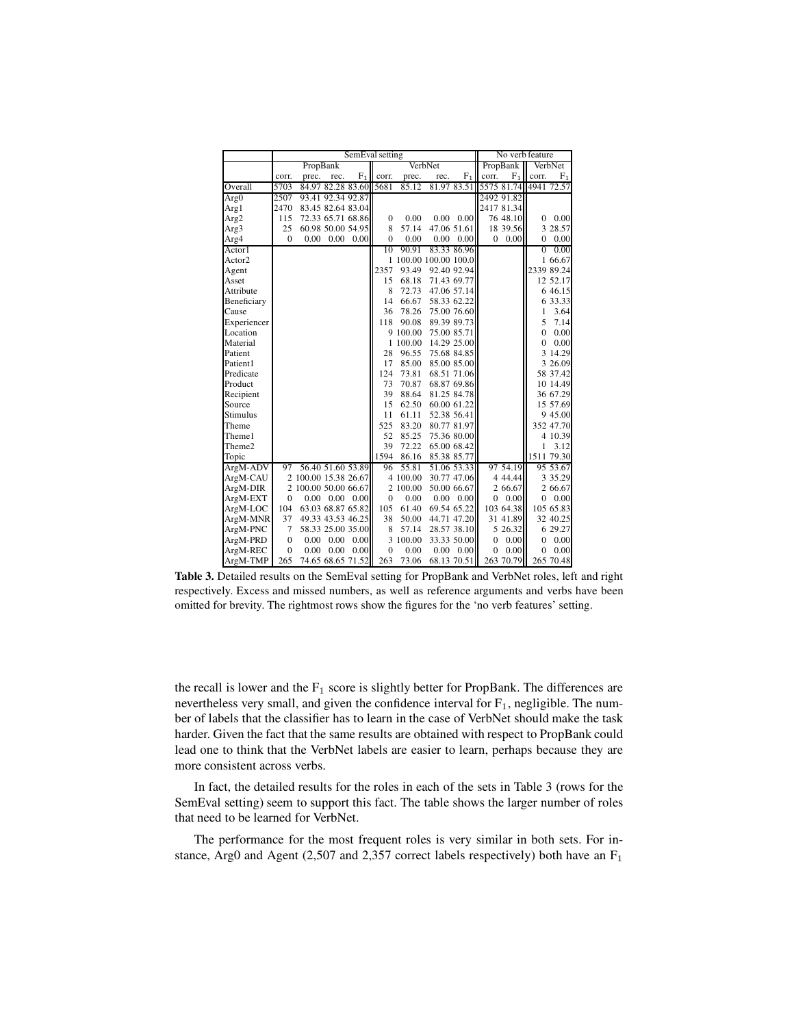| | SemEval setting | | | | | | | | No verb feature | | | |
|---|---|---|---|---|---|---|---|---|---|---|---|---|
| | PropBank | | | | VerbNet | | | | PropBank | | VerbNet | |
| | corr. | prec. | rec. | $F_1$ | corr. | prec. | rec. | $F_1$ | corr. | $F_1$ | corr. | $F_1$ |
| Overall | 5703 | 84.97 | 82.28 | 83.60 | 5681 | 85.12 | 81.97 | 83.51 | 5575 | 81.74 | 4941 | 72.57 |
| Arg0 | 2507 | 93.41 | 92.34 | 92.87 | | | | | 2492 | 91.82 | | |
| Arg1 | 2470 | 83.45 | 82.64 | 83.04 | | | | | 2417 | 81.34 | | |
| Arg2 | 115 | 72.33 | 65.71 | 68.86 | 0 | 0.00 | 0.00 | 0.00 | 76 | 48.10 | 0 | 0.00 |
| Arg3 | 25 | 60.98 | 50.00 | 54.95 | 8 | 57.14 | 47.06 | 51.61 | 18 | 39.56 | 3 | 28.57 |
| Arg4 | 0 | 0.00 | 0.00 | 0.00 | 0 | 0.00 | 0.00 | 0.00 | 0 | 0.00 | 0 | 0.00 |
| Actor1 | | | | | 10 | 90.91 | 83.33 | 86.96 | | | 0 | 0.00 |
| Actor2 | | | | | 1 | 100.00 | 100.00 | 100.0 | | | 1 | 66.67 |
| Agent | | | | | 2357 | 93.49 | 92.40 | 92.94 | | | 2339 | 89.24 |
| Asset | | | | | 15 | 68.18 | 71.43 | 69.77 | | | 12 | 52.17 |
| Attribute | | | | | 8 | 72.73 | 47.06 | 57.14 | | | 6 | 46.15 |
| Beneficiary | | | | | 14 | 66.67 | 58.33 | 62.22 | | | 6 | 33.33 |
| Cause | | | | | 36 | 78.26 | 75.00 | 76.60 | | | 1 | 3.64 |
| Experiencer | | | | | 118 | 90.08 | 89.39 | 89.73 | | | 5 | 7.14 |
| Location | | | | | 9 | 100.00 | 75.00 | 85.71 | | | 0 | 0.00 |
| Material | | | | | 1 | 100.00 | 14.29 | 25.00 | | | 0 | 0.00 |
| Patient | | | | | 28 | 96.55 | 75.68 | 84.85 | | | 3 | 14.29 |
| Patient1 | | | | | 17 | 85.00 | 85.00 | 85.00 | | | 3 | 26.09 |
| Predicate | | | | | 124 | 73.81 | 68.51 | 71.06 | | | 58 | 37.42 |
| Product | | | | | 73 | 70.87 | 68.87 | 69.86 | | | 10 | 14.49 |
| Recipient | | | | | 39 | 88.64 | 81.25 | 84.78 | | | 36 | 67.29 |
| Source | | | | | 15 | 62.50 | 60.00 | 61.22 | | | 15 | 57.69 |
| Stimulus | | | | | 11 | 61.11 | 52.38 | 56.41 | | | 9 | 45.00 |
| Theme | | | | | 525 | 83.20 | 80.77 | 81.97 | | | 352 | 47.70 |
| Theme1 | | | | | 52 | 85.25 | 75.36 | 80.00 | | | 4 | 10.39 |
| Theme2 | | | | | 39 | 72.22 | 65.00 | 68.42 | | | 1 | 3.12 |
| Topic | | | | | 1594 | 86.16 | 85.38 | 85.77 | | | 1511 | 79.30 |
| ArgM-ADV | 97 | 56.40 | 51.60 | 53.89 | 96 | 55.81 | 51.06 | 53.33 | 97 | 54.19 | 95 | 53.67 |
| ArgM-CAU | 2 | 100.00 | 15.38 | 26.67 | 4 | 100.00 | 30.77 | 47.06 | 4 | 44.44 | 3 | 35.29 |
| ArgM-DIR | 2 | 100.00 | 50.00 | 66.67 | 2 | 100.00 | 50.00 | 66.67 | 2 | 66.67 | 2 | 66.67 |
| ArgM-EXT | 0 | 0.00 | 0.00 | 0.00 | 0 | 0.00 | 0.00 | 0.00 | 0 | 0.00 | 0 | 0.00 |
| ArgM-LOC | 104 | 63.03 | 68.87 | 65.82 | 105 | 61.40 | 69.54 | 65.22 | 103 | 64.38 | 105 | 65.83 |
| ArgM-MNR | 37 | 49.33 | 43.53 | 46.25 | 38 | 50.00 | 44.71 | 47.20 | 31 | 41.89 | 32 | 40.25 |
| ArgM-PNC | 7 | 58.33 | 25.00 | 35.00 | 8 | 57.14 | 28.57 | 38.10 | 5 | 26.32 | 6 | 29.27 |
| ArgM-PRD | 0 | 0.00 | 0.00 | 0.00 | 3 | 100.00 | 33.33 | 50.00 | 0 | 0.00 | 0 | 0.00 |
| ArgM-REC | 0 | 0.00 | 0.00 | 0.00 | 0 | 0.00 | 0.00 | 0.00 | 0 | 0.00 | 0 | 0.00 |
| ArgM-TMP | 265 | 74.65 | 68.65 | 71.52 | 263 | 73.06 | 68.13 | 70.51 | 263 | 70.79 | 265 | 70.48 |

**Table 3.** Detailed results on the SemEval setting for PropBank and VerbNet roles, left and right respectively. Excess and missed numbers, as well as reference arguments and verbs have been omitted for brevity. The rightmost rows show the figures for the 'no verb features' setting.

the recall is lower and the $F_1$ score is slightly better for PropBank. The differences are nevertheless very small, and given the confidence interval for $F_1$, negligible. The number of labels that the classifier has to learn in the case of VerbNet should make the task harder. Given the fact that the same results are obtained with respect to PropBank could lead one to think that the VerbNet labels are easier to learn, perhaps because they are more consistent across verbs.

In fact, the detailed results for the roles in each of the sets in Table 3 (rows for the SemEval setting) seem to support this fact. The table shows the larger number of roles that need to be learned for VerbNet.

The performance for the most frequent roles is very similar in both sets. For instance, Arg0 and Agent (2,507 and 2,357 correct labels respectively) both have an $F_1$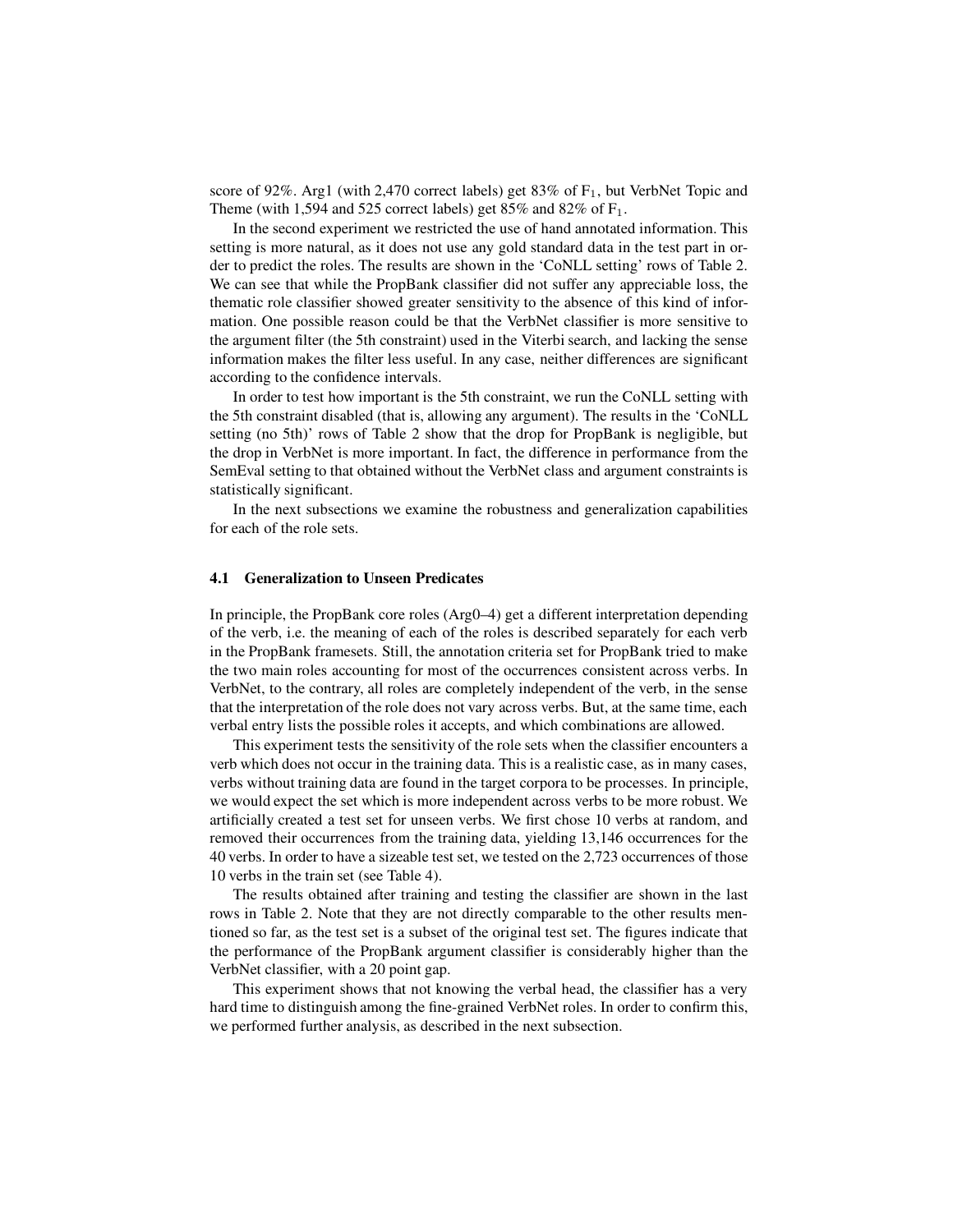score of 92%. Arg1 (with 2,470 correct labels) get 83% of $F_1$, but VerbNet Topic and Theme (with 1,594 and 525 correct labels) get 85% and 82% of $F_1$.

In the second experiment we restricted the use of hand annotated information. This setting is more natural, as it does not use any gold standard data in the test part in order to predict the roles. The results are shown in the 'CoNLL setting' rows of Table 2. We can see that while the PropBank classifier did not suffer any appreciable loss, the thematic role classifier showed greater sensitivity to the absence of this kind of information. One possible reason could be that the VerbNet classifier is more sensitive to the argument filter (the 5th constraint) used in the Viterbi search, and lacking the sense information makes the filter less useful. In any case, neither differences are significant according to the confidence intervals.

In order to test how important is the 5th constraint, we run the CoNLL setting with the 5th constraint disabled (that is, allowing any argument). The results in the 'CoNLL setting (no 5th)' rows of Table 2 show that the drop for PropBank is negligible, but the drop in VerbNet is more important. In fact, the difference in performance from the SemEval setting to that obtained without the VerbNet class and argument constraints is statistically significant.

In the next subsections we examine the robustness and generalization capabilities for each of the role sets.

### 4.1 Generalization to Unseen Predicates

In principle, the PropBank core roles (Arg0–4) get a different interpretation depending of the verb, i.e. the meaning of each of the roles is described separately for each verb in the PropBank framesets. Still, the annotation criteria set for PropBank tried to make the two main roles accounting for most of the occurrences consistent across verbs. In VerbNet, to the contrary, all roles are completely independent of the verb, in the sense that the interpretation of the role does not vary across verbs. But, at the same time, each verbal entry lists the possible roles it accepts, and which combinations are allowed.

This experiment tests the sensitivity of the role sets when the classifier encounters a verb which does not occur in the training data. This is a realistic case, as in many cases, verbs without training data are found in the target corpora to be processes. In principle, we would expect the set which is more independent across verbs to be more robust. We artificially created a test set for unseen verbs. We first chose 10 verbs at random, and removed their occurrences from the training data, yielding 13,146 occurrences for the 40 verbs. In order to have a sizeable test set, we tested on the 2,723 occurrences of those 10 verbs in the train set (see Table 4).

The results obtained after training and testing the classifier are shown in the last rows in Table 2. Note that they are not directly comparable to the other results mentioned so far, as the test set is a subset of the original test set. The figures indicate that the performance of the PropBank argument classifier is considerably higher than the VerbNet classifier, with a 20 point gap.

This experiment shows that not knowing the verbal head, the classifier has a very hard time to distinguish among the fine-grained VerbNet roles. In order to confirm this, we performed further analysis, as described in the next subsection.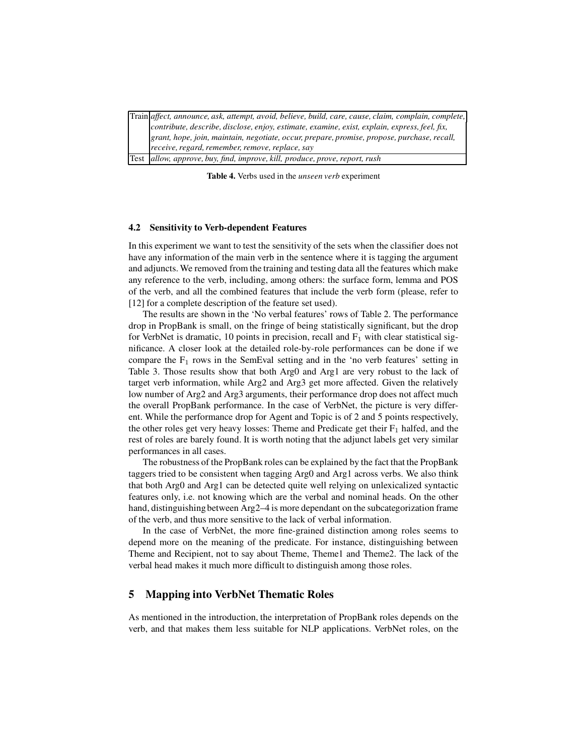| Train | *affect, announce, ask, attempt, avoid, believe, build, care, cause, claim, complain, complete, contribute, describe, disclose, enjoy, estimate, examine, exist, explain, express, feel, fix, grant, hope, join, maintain, negotiate, occur, prepare, promise, propose, purchase, recall, receive, regard, remember, remove, replace, say* |
|---|---|
| Test | *allow, approve, buy, find, improve, kill, produce, prove, report, rush* |

**Table 4.** Verbs used in the *unseen verb* experiment

### 4.2 Sensitivity to Verb-dependent Features

In this experiment we want to test the sensitivity of the sets when the classifier does not have any information of the main verb in the sentence where it is tagging the argument and adjuncts. We removed from the training and testing data all the features which make any reference to the verb, including, among others: the surface form, lemma and POS of the verb, and all the combined features that include the verb form (please, refer to [12] for a complete description of the feature set used).

The results are shown in the 'No verbal features' rows of Table 2. The performance drop in PropBank is small, on the fringe of being statistically significant, but the drop for VerbNet is dramatic, 10 points in precision, recall and $F_1$ with clear statistical significance. A closer look at the detailed role-by-role performances can be done if we compare the $F_1$ rows in the SemEval setting and in the 'no verb features' setting in Table 3. Those results show that both Arg0 and Arg1 are very robust to the lack of target verb information, while Arg2 and Arg3 get more affected. Given the relatively low number of Arg2 and Arg3 arguments, their performance drop does not affect much the overall PropBank performance. In the case of VerbNet, the picture is very different. While the performance drop for Agent and Topic is of 2 and 5 points respectively, the other roles get very heavy losses: Theme and Predicate get their $F_1$ halfed, and the rest of roles are barely found. It is worth noting that the adjunct labels get very similar performances in all cases.

The robustness of the PropBank roles can be explained by the fact that the PropBank taggers tried to be consistent when tagging Arg0 and Arg1 across verbs. We also think that both Arg0 and Arg1 can be detected quite well relying on unlexicalized syntactic features only, i.e. not knowing which are the verbal and nominal heads. On the other hand, distinguishing between Arg2–4 is more dependant on the subcategorization frame of the verb, and thus more sensitive to the lack of verbal information.

In the case of VerbNet, the more fine-grained distinction among roles seems to depend more on the meaning of the predicate. For instance, distinguishing between Theme and Recipient, not to say about Theme, Theme1 and Theme2. The lack of the verbal head makes it much more difficult to distinguish among those roles.

## 5 Mapping into VerbNet Thematic Roles

As mentioned in the introduction, the interpretation of PropBank roles depends on the verb, and that makes them less suitable for NLP applications. VerbNet roles, on the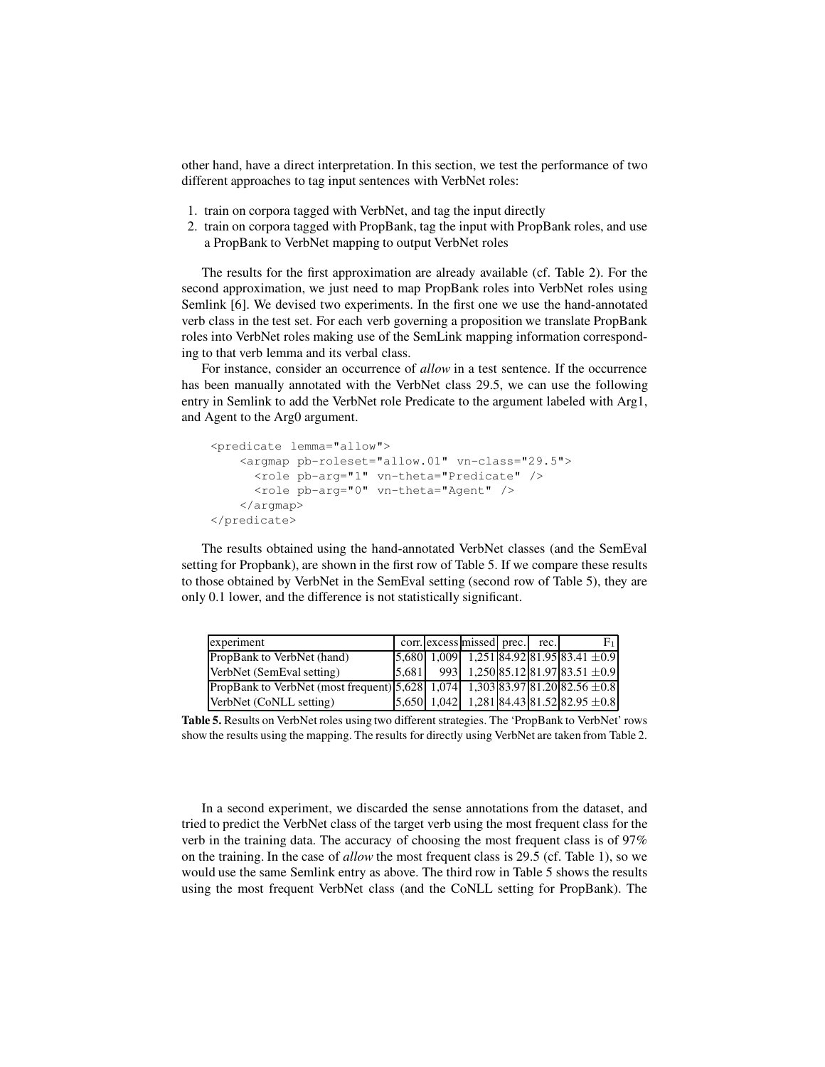other hand, have a direct interpretation. In this section, we test the performance of two different approaches to tag input sentences with VerbNet roles:

1. train on corpora tagged with VerbNet, and tag the input directly
2. train on corpora tagged with PropBank, tag the input with PropBank roles, and use a PropBank to VerbNet mapping to output VerbNet roles

The results for the first approximation are already available (cf. Table 2). For the second approximation, we just need to map PropBank roles into VerbNet roles using Semlink [6]. We devised two experiments. In the first one we use the hand-annotated verb class in the test set. For each verb governing a proposition we translate PropBank roles into VerbNet roles making use of the SemLink mapping information corresponding to that verb lemma and its verbal class.

For instance, consider an occurrence of *allow* in a test sentence. If the occurrence has been manually annotated with the VerbNet class 29.5, we can use the following entry in Semlink to add the VerbNet role Predicate to the argument labeled with Arg1, and Agent to the Arg0 argument.

```
<predicate lemma="allow">
    <argmap pb-roleset="allow.01" vn-class="29.5">
      <role pb-arg="1" vn-theta="Predicate" />
      <role pb-arg="0" vn-theta="Agent" />
    </argmap>
</predicate>
```

The results obtained using the hand-annotated VerbNet classes (and the SemEval setting for Propbank), are shown in the first row of Table 5. If we compare these results to those obtained by VerbNet in the SemEval setting (second row of Table 5), they are only 0.1 lower, and the difference is not statistically significant.

| experiment | corr. | excess | missed | prec. | rec. | $F_1$ |
|---|---|---|---|---|---|---|
| PropBank to VerbNet (hand) | 5,680 | 1,009 | 1,251 | 84.92 | 81.95 | 83.41 $\pm 0.9$ |
| VerbNet (SemEval setting) | 5,681 | 993 | 1,250 | 85.12 | 81.97 | 83.51 $\pm 0.9$ |
| PropBank to VerbNet (most frequent) | 5,628 | 1,074 | 1,303 | 83.97 | 81.20 | 82.56 $\pm 0.8$ |
| VerbNet (CoNLL setting) | 5,650 | 1,042 | 1,281 | 84.43 | 81.52 | 82.95 $\pm 0.8$ |

**Table 5.** Results on VerbNet roles using two different strategies. The 'PropBank to VerbNet' rows show the results using the mapping. The results for directly using VerbNet are taken from Table 2.

In a second experiment, we discarded the sense annotations from the dataset, and tried to predict the VerbNet class of the target verb using the most frequent class for the verb in the training data. The accuracy of choosing the most frequent class is of 97% on the training. In the case of *allow* the most frequent class is 29.5 (cf. Table 1), so we would use the same Semlink entry as above. The third row in Table 5 shows the results using the most frequent VerbNet class (and the CoNLL setting for PropBank). The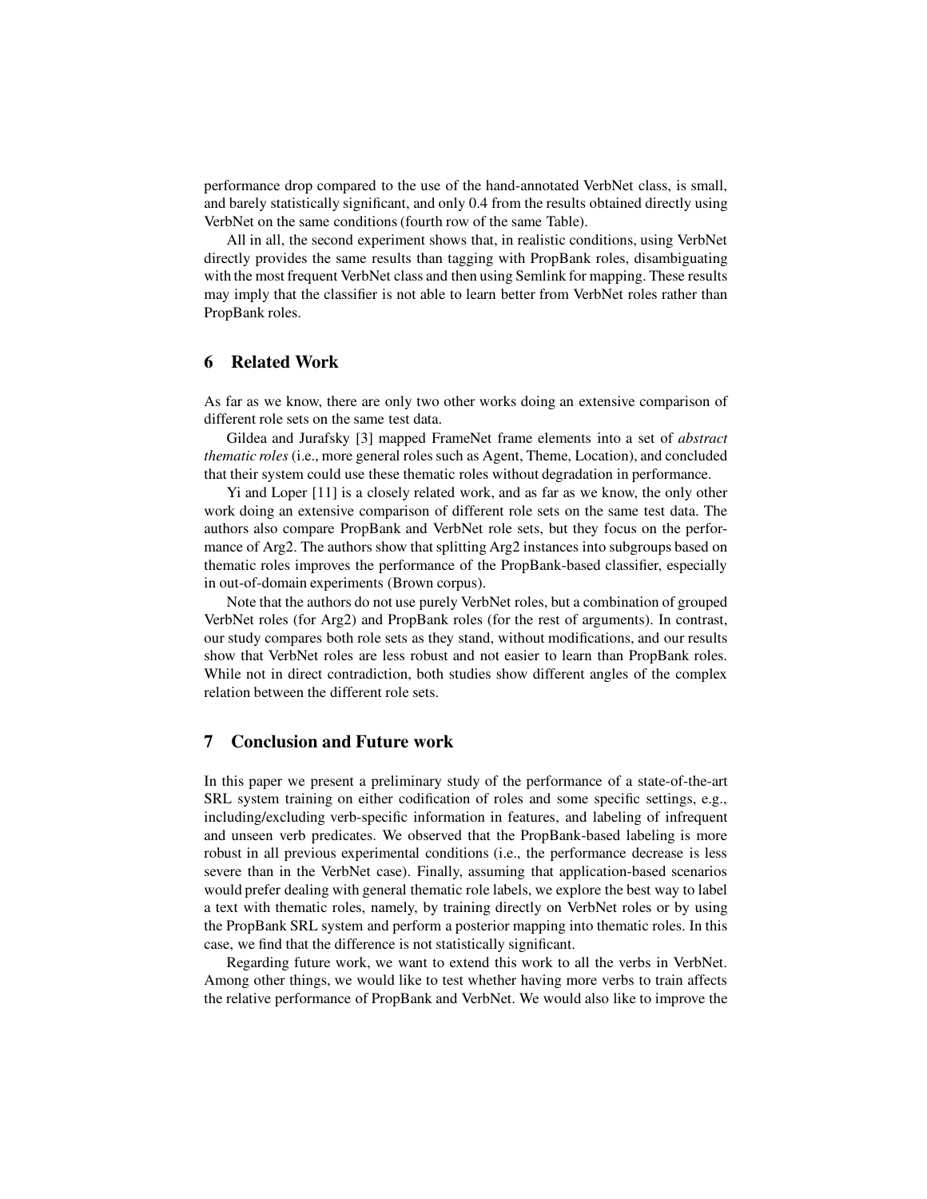performance drop compared to the use of the hand-annotated VerbNet class, is small, and barely statistically significant, and only 0.4 from the results obtained directly using VerbNet on the same conditions (fourth row of the same Table).

All in all, the second experiment shows that, in realistic conditions, using VerbNet directly provides the same results than tagging with PropBank roles, disambiguating with the most frequent VerbNet class and then using Semlink for mapping. These results may imply that the classifier is not able to learn better from VerbNet roles rather than PropBank roles.

## 6 Related Work

As far as we know, there are only two other works doing an extensive comparison of different role sets on the same test data.

Gildea and Jurafsky [3] mapped FrameNet frame elements into a set of *abstract thematic roles* (i.e., more general roles such as Agent, Theme, Location), and concluded that their system could use these thematic roles without degradation in performance.

Yi and Loper [11] is a closely related work, and as far as we know, the only other work doing an extensive comparison of different role sets on the same test data. The authors also compare PropBank and VerbNet role sets, but they focus on the performance of Arg2. The authors show that splitting Arg2 instances into subgroups based on thematic roles improves the performance of the PropBank-based classifier, especially in out-of-domain experiments (Brown corpus).

Note that the authors do not use purely VerbNet roles, but a combination of grouped VerbNet roles (for Arg2) and PropBank roles (for the rest of arguments). In contrast, our study compares both role sets as they stand, without modifications, and our results show that VerbNet roles are less robust and not easier to learn than PropBank roles. While not in direct contradiction, both studies show different angles of the complex relation between the different role sets.

## 7 Conclusion and Future work

In this paper we present a preliminary study of the performance of a state-of-the-art SRL system training on either codification of roles and some specific settings, e.g., including/excluding verb-specific information in features, and labeling of infrequent and unseen verb predicates. We observed that the PropBank-based labeling is more robust in all previous experimental conditions (i.e., the performance decrease is less severe than in the VerbNet case). Finally, assuming that application-based scenarios would prefer dealing with general thematic role labels, we explore the best way to label a text with thematic roles, namely, by training directly on VerbNet roles or by using the PropBank SRL system and perform a posterior mapping into thematic roles. In this case, we find that the difference is not statistically significant.

Regarding future work, we want to extend this work to all the verbs in VerbNet. Among other things, we would like to test whether having more verbs to train affects the relative performance of PropBank and VerbNet. We would also like to improve the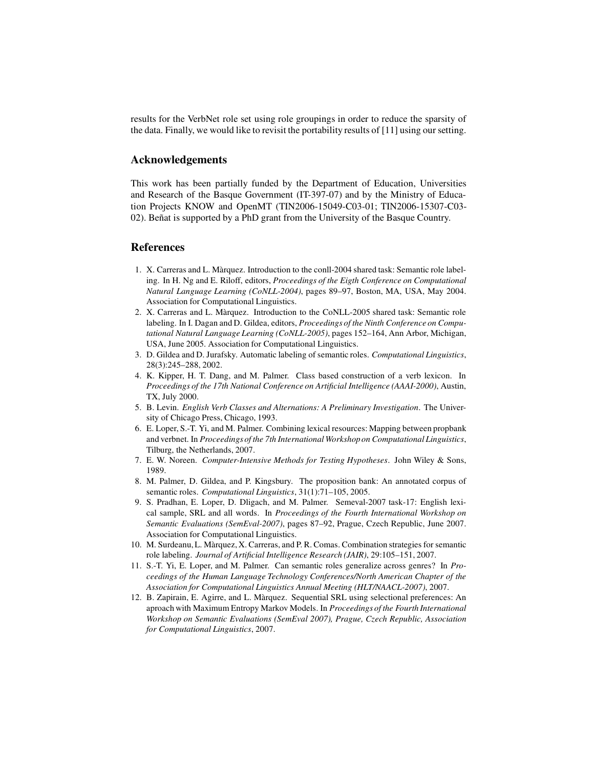results for the VerbNet role set using role groupings in order to reduce the sparsity of the data. Finally, we would like to revisit the portability results of [11] using our setting.

## Acknowledgements

This work has been partially funded by the Department of Education, Universities and Research of the Basque Government (IT-397-07) and by the Ministry of Education Projects KNOW and OpenMT (TIN2006-15049-C03-01; TIN2006-15307-C03-02). Beñat is supported by a PhD grant from the University of the Basque Country.

## References

1. X. Carreras and L. Màrquez. Introduction to the conll-2004 shared task: Semantic role labeling. In H. Ng and E. Riloff, editors, *Proceedings of the Eigth Conference on Computational Natural Language Learning (CoNLL-2004)*, pages 89–97, Boston, MA, USA, May 2004. Association for Computational Linguistics.
2. X. Carreras and L. Màrquez. Introduction to the CoNLL-2005 shared task: Semantic role labeling. In I. Dagan and D. Gildea, editors, *Proceedings of the Ninth Conference on Computational Natural Language Learning (CoNLL-2005)*, pages 152–164, Ann Arbor, Michigan, USA, June 2005. Association for Computational Linguistics.
3. D. Gildea and D. Jurafsky. Automatic labeling of semantic roles. *Computational Linguistics*, 28(3):245–288, 2002.
4. K. Kipper, H. T. Dang, and M. Palmer. Class based construction of a verb lexicon. In *Proceedings of the 17th National Conference on Artificial Intelligence (AAAI-2000)*, Austin, TX, July 2000.
5. B. Levin. *English Verb Classes and Alternations: A Preliminary Investigation*. The University of Chicago Press, Chicago, 1993.
6. E. Loper, S.-T. Yi, and M. Palmer. Combining lexical resources: Mapping between propbank and verbnet. In *Proceedings of the 7th International Workshop on Computational Linguistics*, Tilburg, the Netherlands, 2007.
7. E. W. Noreen. *Computer-Intensive Methods for Testing Hypotheses*. John Wiley & Sons, 1989.
8. M. Palmer, D. Gildea, and P. Kingsbury. The proposition bank: An annotated corpus of semantic roles. *Computational Linguistics*, 31(1):71–105, 2005.
9. S. Pradhan, E. Loper, D. Dligach, and M. Palmer. Semeval-2007 task-17: English lexical sample, SRL and all words. In *Proceedings of the Fourth International Workshop on Semantic Evaluations (SemEval-2007)*, pages 87–92, Prague, Czech Republic, June 2007. Association for Computational Linguistics.
10. M. Surdeanu, L. Màrquez, X. Carreras, and P. R. Comas. Combination strategies for semantic role labeling. *Journal of Artificial Intelligence Research (JAIR)*, 29:105–151, 2007.
11. S.-T. Yi, E. Loper, and M. Palmer. Can semantic roles generalize across genres? In *Proceedings of the Human Language Technology Conferences/North American Chapter of the Association for Computational Linguistics Annual Meeting (HLT/NAACL-2007)*, 2007.
12. B. Zapirain, E. Agirre, and L. Màrquez. Sequential SRL using selectional preferences: An aproach with Maximum Entropy Markov Models. In *Proceedings of the Fourth International Workshop on Semantic Evaluations (SemEval 2007), Prague, Czech Republic, Association for Computational Linguistics*, 2007.